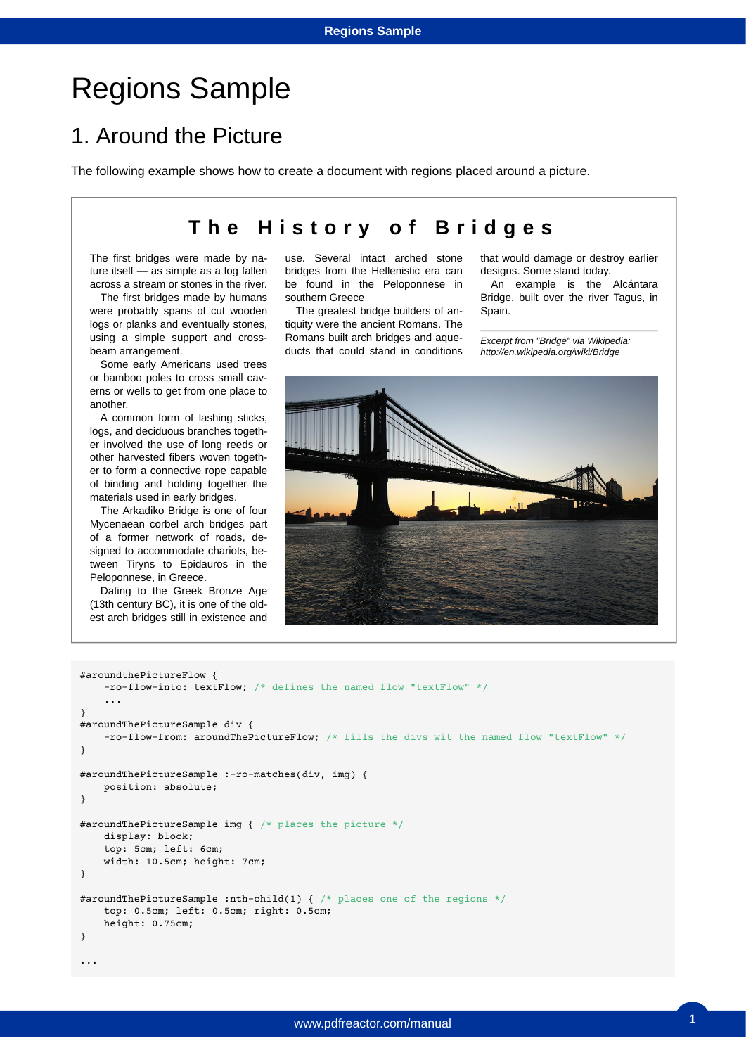# Regions Sample

## 1. Around the Picture

The following example shows how to create a document with regions placed around a picture.

### The History of Bridges

The first bridges were made by nature itself — as simple as a log fallen across a stream or stones in the river.

The first bridges made by humans were probably spans of cut wooden logs or planks and eventually stones, using a simple support and cross-beam arrangement.

Some early Americans used trees or bamboo poles to cross small caverns or wells to get from one place to another.

A common form of lashing sticks, logs, and deciduous branches together involved the use of long reeds or other harvested fibers woven together to form a connective rope capable of binding and holding together the materials used in early bridges.

The Arkadiko Bridge is one of four Mycenaean corbel arch bridges part of a former network of roads, designed to accommodate chariots, between Tiryns to Epidauros in the Peloponnese, in Greece.

Dating to the Greek Bronze Age (13th century BC), it is one of the oldest arch bridges still in existence and use. Several intact arched stone bridges from the Hellenistic era can be found in the Peloponnese in southern Greece

The greatest bridge builders of antiquity were the ancient Romans. The Romans built arch bridges and aqueducts that could stand in conditions that would damage or destroy earlier designs. Some stand today.

An example is the Alcántara Bridge, built over the river Tagus, in Spain.

*Excerpt from "Bridge" via Wikipedia: http://en.wikipedia.org/wiki/Bridge*

```
#aroundthePictureFlow {
    -ro-flow-into: textFlow; /* defines the named flow "textFlow" */
    ...
}
#aroundThePictureSample div {
    -ro-flow-from: aroundThePictureFlow; /* fills the divs wit the named flow "textFlow" */
}

#aroundThePictureSample :-ro-matches(div, img) {
    position: absolute;
}

#aroundThePictureSample img { /* places the picture */
    display: block;
    top: 5cm; left: 6cm;
    width: 10.5cm; height: 7cm;
}

#aroundThePictureSample :nth-child(1) { /* places one of the regions */
    top: 0.5cm; left: 0.5cm; right: 0.5cm;
    height: 0.75cm;
}

...
```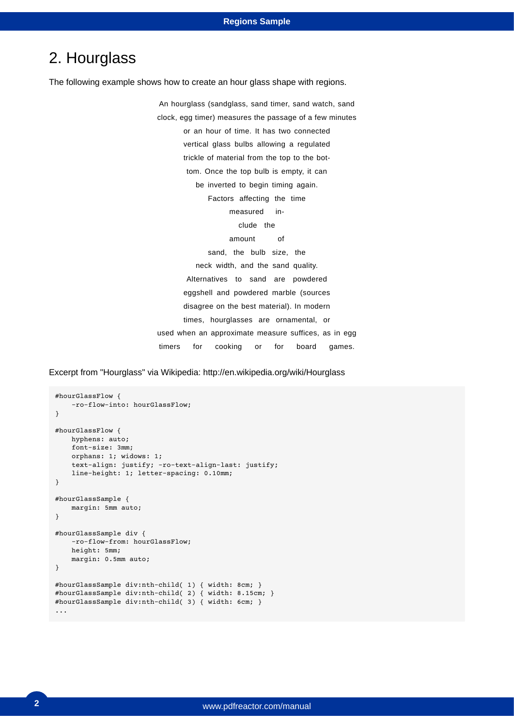## 2. Hourglass

The following example shows how to create an hour glass shape with regions.

An hourglass (sandglass, sand timer, sand watch, sand
clock, egg timer) measures the passage of a few minutes
or an hour of time. It has two connected
vertical glass bulbs allowing a regulated
trickle of material from the top to the bot-
tom. Once the top bulb is empty, it can
be inverted to begin timing again.
Factors affecting the time
measured in-
clude the
amount of
sand, the bulb size, the
neck width, and the sand quality.
Alternatives to sand are powdered
eggshell and powdered marble (sources
disagree on the best material). In modern
times, hourglasses are ornamental, or
used when an approximate measure suffices, as in egg
timers for cooking or for board games.

Excerpt from "Hourglass" via Wikipedia: http://en.wikipedia.org/wiki/Hourglass

```
#hourGlassFlow {
    -ro-flow-into: hourGlassFlow;
}

#hourGlassFlow {
    hyphens: auto;
    font-size: 3mm;
    orphans: 1; widows: 1;
    text-align: justify; -ro-text-align-last: justify;
    line-height: 1; letter-spacing: 0.10mm;
}

#hourGlassSample {
    margin: 5mm auto;
}

#hourGlassSample div {
    -ro-flow-from: hourGlassFlow;
    height: 5mm;
    margin: 0.5mm auto;
}

#hourGlassSample div:nth-child( 1) { width: 8cm; }
#hourGlassSample div:nth-child( 2) { width: 8.15cm; }
#hourGlassSample div:nth-child( 3) { width: 6cm; }
...
```